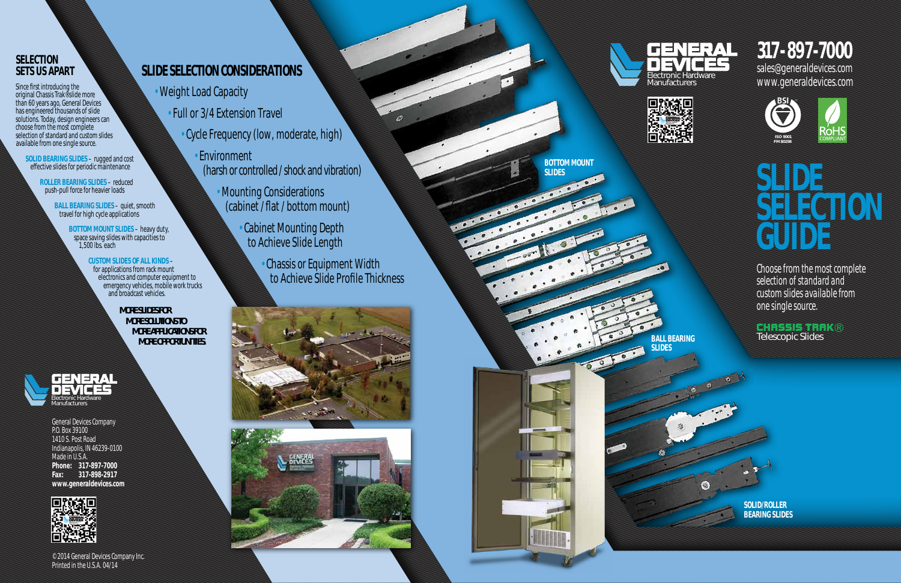## SELECTION SETS US APART

Since first introducing the original Chassis Trak® slide more than 60 years ago, General Devices has engineered thousands of slide solutions. Today, design engineers can choose from the most complete selection of standard and custom slides available from one single source.

**SOLID BEARING SLIDES** – rugged and cost effective slides for periodic maintenance

**ROLLER BEARING SLIDES** – reduced push-pull force for heavier loads

**BALL BEARING SLIDES** – quiet, smooth travel for high cycle applications

**BOTTOM MOUNT SLIDES** – heavy duty, space saving slides with capacities to 1,500 lbs. each

**CUSTOM SLIDES OF ALL KINDS** – for applications from rack mount electronics and computer equipment to emergency vehicles, mobile work trucks and broadcast vehicles.

**MORE SLIDES FOR MORE SOLUTIONS TO MORE APPLICATIONS FOR MORE OPPORTUNITIES**

GENERAL DEVICES
Electronic Hardware Manufacturers

General Devices Company
P.O. Box 39100
1410 S. Post Road
Indianapolis, IN 46239-0100
Made in U.S.A.
**Phone: 317-897-7000**
**Fax: 317-898-2917**
**www.generaldevices.com**

© 2014 General Devices Company Inc.
Printed in the U.S.A. 04/14

## SLIDE SELECTION CONSIDERATIONS

- Weight Load Capacity
- Full or 3/4 Extension Travel
- Cycle Frequency (low, moderate, high)
- Environment (harsh or controlled / shock and vibration)
- Mounting Considerations (cabinet / flat / bottom mount)
- Cabinet Mounting Depth to Achieve Slide Length
- Chassis or Equipment Width to Achieve Slide Profile Thickness

BOTTOM MOUNT SLIDES

BALL BEARING SLIDES

SOLID/ROLLER BEARING SLIDES

GENERAL DEVICES
Electronic Hardware Manufacturers

**317-897-7000**
sales@generaldevices.com
www.generaldevices.com

BSI ISO 9001 FM 80298

RoHS COMPLIANT

# SLIDE SELECTION GUIDE

Choose from the most complete selection of standard and custom slides available from one single source.

CHASSIS TRAK®
Telescopic Slides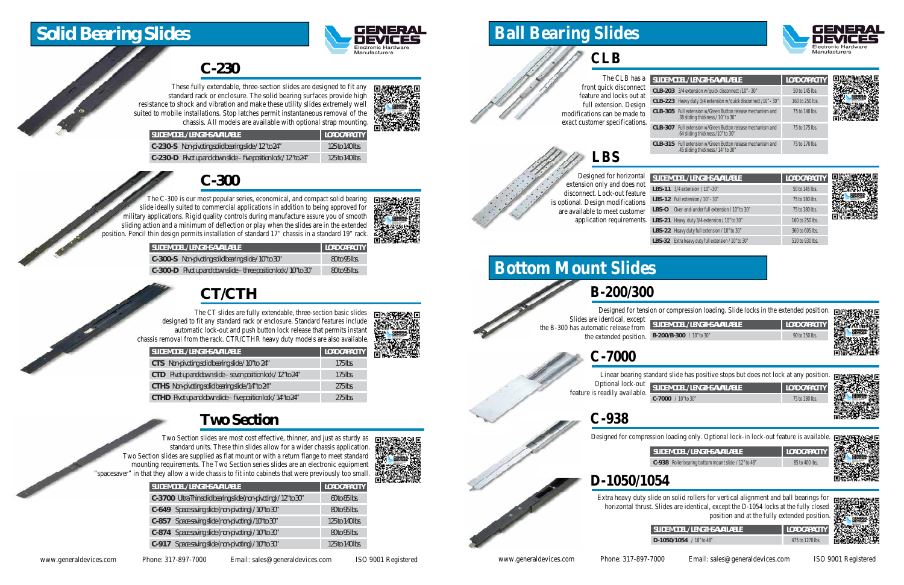# Solid Bearing Slides

## C-230

These fully extendable, three-section slides are designed to fit any standard rack or enclosure. The solid bearing surfaces provide high resistance to shock and vibration and make these utility slides extremely well suited to mobile installations. Stop latches permit instantaneous removal of the chassis. All models are available with optional strap mounting.

| SLIDE MODEL / LENGTHS AVAILABLE | LOAD CAPACITY |
|---|---|
| **C-230-S** Non-pivoting solid bearing slide / 12" to 24" | 125 to 140 lbs. |
| **C-230-D** Pivot up and down slide – five position lock / 12" to 24" | 125 to 140 lbs. |

## C-300

The C-300 is our most popular series, economical, and compact solid bearing slide ideally suited to commercial applications in addition to being approved for military applications. Rigid quality controls during manufacture assure you of smooth sliding action and a minimum of deflection or play when the slides are in the extended position. Pencil thin design permits installation of standard 17" chassis in a standard 19" rack.

| SLIDE MODEL / LENGTHS AVAILABLE | LOAD CAPACITY |
|---|---|
| **C-300-S** Non-pivoting solid bearing slide / 10" to 30" | 80 to 95 lbs. |
| **C-300-D** Pivot up and down slide – three position lock / 10" to 30" | 80 to 95 lbs. |

## CT/CTH

The CT slides are fully extendable, three-section basic slides designed to fit any standard rack or enclosure. Standard features include automatic lock-out and push button lock release that permits instant chassis removal from the rack. CTR/CTHR heavy duty models are also available.

| SLIDE MODEL / LENGTHS AVAILABLE | LOAD CAPACITY |
|---|---|
| **CTS** Non-pivoting solid bearing slide / 10" to 24" | 175 lbs. |
| **CTD** Pivot up and down slide – seven position lock / 12" to 24" | 175 lbs. |
| **CTHS** Non-pivoting solid bearing slide / 14" to 24" | 275 lbs. |
| **CTHD** Pivot up and down slide – five position lock / 14" to 24" | 275 lbs. |

## Two Section

Two Section slides are most cost effective, thinner, and just as sturdy as standard units. These thin slides allow for a wider chassis application. Two Section slides are supplied as flat mount or with a return flange to meet standard mounting requirements. The Two Section series slides are an electronic equipment "spacesaver" in that they allow a wide chassis to fit into cabinets that were previously too small.

| SLIDE MODEL / LENGTHS AVAILABLE | LOAD CAPACITY |
|---|---|
| **C-3700** Ultra Thin solid bearing slide (non-pivoting) / 12" to 30" | 60 to 85 lbs. |
| **C-649** Space saving slide (non-pivoting) / 10" to 30" | 80 to 95 lbs. |
| **C-857** Space saving slide (non-pivoting) / 10" to 30" | 125 to 140 lbs. |
| **C-874** Space saving slide (non-pivoting) / 10" to 30" | 80 to 95 lbs. |
| **C-917** Space saving slide (non-pivoting) / 10" to 30" | 125 to 140 lbs. |

# Ball Bearing Slides

## CLB

The CLB has a front quick disconnect feature and locks out at full extension. Design modifications can be made to exact customer specifications.

| SLIDE MODEL / LENGTHS AVAILABLE | LOAD CAPACITY |
|---|---|
| **CLB-203** 3/4 extension w/quick disconnect / 10" - 30" | 50 to 145 lbs. |
| **CLB-223** Heavy duty 3/4 extension w/quick disconnect / 10" - 30" | 160 to 250 lbs. |
| **CLB-305** Full extension w/Green Button release mechanism and .38 sliding thickness / 10" to 30" | 75 to 140 lbs. |
| **CLB-307** Full extension w/Green Button release mechanism and .64 sliding thickness / 10" to 30" | 75 to 175 lbs. |
| **CLB-315** Full extension w/Green Button release mechanism and .45 sliding thickness / 14" to 30" | 75 to 170 lbs. |

## LBS

Designed for horizontal extension only and does not disconnect. Lock-out feature is optional. Design modifications are available to meet customer application requirements.

| SLIDE MODEL / LENGTHS AVAILABLE | LOAD CAPACITY |
|---|---|
| **LBS-11** 3/4 extension / 10" -30" | 50 to 145 lbs. |
| **LBS-12** Full extension / 10" - 30" | 75 to 180 lbs. |
| **LBS-O** Over-and-under full extension / 10" to 30" | 75 to 180 lbs. |
| **LBS-21** Heavy duty 3/4 extension / 10" to 30" | 160 to 250 lbs. |
| **LBS-22** Heavy duty full extension / 10" to 30" | 360 to 605 lbs. |
| **LBS-32** Extra heavy duty full extension / 10" to 30" | 510 to 930 lbs. |

# Bottom Mount Slides

## B-200/300

Designed for tension or compression loading. Slide locks in the extended position. Slides are identical, except the B-300 has automatic release from the extended position.

| SLIDE MODEL / LENGTHS AVAILABLE | LOAD CAPACITY |
|---|---|
| **B-200/B-300** / 10" to 30" | 90 to 150 lbs. |

## C-7000

Linear bearing standard slide has positive stops but does not lock at any position. Optional lock-out feature is readily available.

| SLIDE MODEL / LENGTHS AVAILABLE | LOAD CAPACITY |
|---|---|
| **C-7000** / 10" to 30" | 75 to 180 lbs. |

## C-938

Designed for compression loading only. Optional lock-in lock-out feature is available.

| SLIDE MODEL / LENGTHS AVAILABLE | LOAD CAPACITY |
|---|---|
| **C-938** Roller bearing bottom mount slide / 12" to 48" | 85 to 400 lbs. |

## D-1050/1054

Extra heavy duty slide on solid rollers for vertical alignment and ball bearings for horizontal thrust. Slides are identical, except the D-1054 locks at the fully closed position and at the fully extended position.

| SLIDE MODEL / LENGTHS AVAILABLE | LOAD CAPACITY |
|---|---|
| **D-1050/1054** / 18" to 48" | 475 to 1270 lbs. |